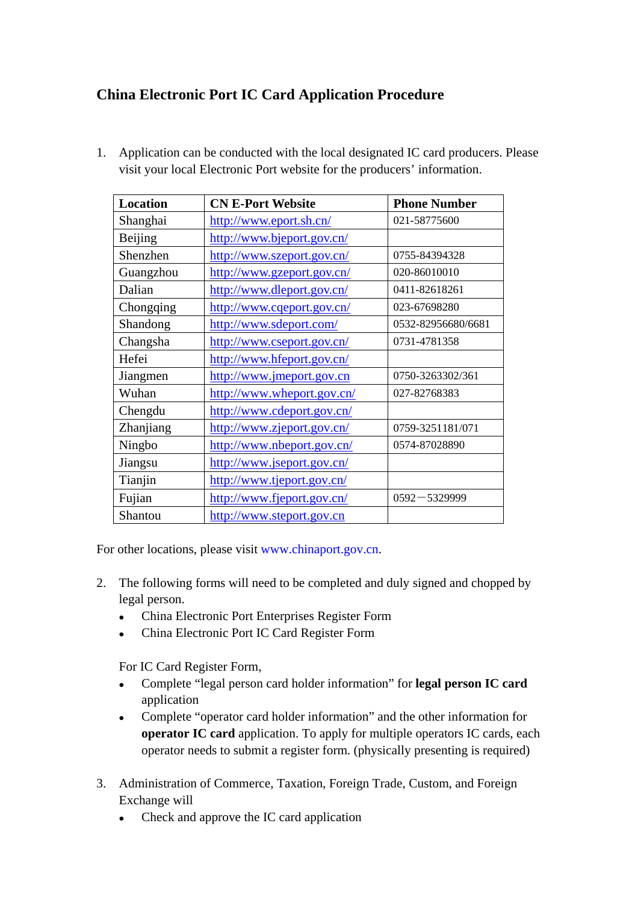# China Electronic Port IC Card Application Procedure

1. Application can be conducted with the local designated IC card producers. Please visit your local Electronic Port website for the producers' information.

| Location | CN E-Port Website | Phone Number |
|---|---|---|
| Shanghai | http://www.eport.sh.cn/ | 021-58775600 |
| Beijing | http://www.bjeport.gov.cn/ | |
| Shenzhen | http://www.szeport.gov.cn/ | 0755-84394328 |
| Guangzhou | http://www.gzeport.gov.cn/ | 020-86010010 |
| Dalian | http://www.dleport.gov.cn/ | 0411-82618261 |
| Chongqing | http://www.cqeport.gov.cn/ | 023-67698280 |
| Shandong | http://www.sdeport.com/ | 0532-82956680/6681 |
| Changsha | http://www.cseport.gov.cn/ | 0731-4781358 |
| Hefei | http://www.hfeport.gov.cn/ | |
| Jiangmen | http://www.jmeport.gov.cn | 0750-3263302/361 |
| Wuhan | http://www.wheport.gov.cn/ | 027-82768383 |
| Chengdu | http://www.cdeport.gov.cn/ | |
| Zhanjiang | http://www.zjeport.gov.cn/ | 0759-3251181/071 |
| Ningbo | http://www.nbeport.gov.cn/ | 0574-87028890 |
| Jiangsu | http://www.jseport.gov.cn/ | |
| Tianjin | http://www.tjeport.gov.cn/ | |
| Fujian | http://www.fjeport.gov.cn/ | 0592－5329999 |
| Shantou | http://www.steport.gov.cn | |

For other locations, please visit www.chinaport.gov.cn.

2. The following forms will need to be completed and duly signed and chopped by legal person.
   - China Electronic Port Enterprises Register Form
   - China Electronic Port IC Card Register Form

   For IC Card Register Form,
   - Complete "legal person card holder information" for **legal person IC card** application
   - Complete "operator card holder information" and the other information for **operator IC card** application. To apply for multiple operators IC cards, each operator needs to submit a register form. (physically presenting is required)

3. Administration of Commerce, Taxation, Foreign Trade, Custom, and Foreign Exchange will
   - Check and approve the IC card application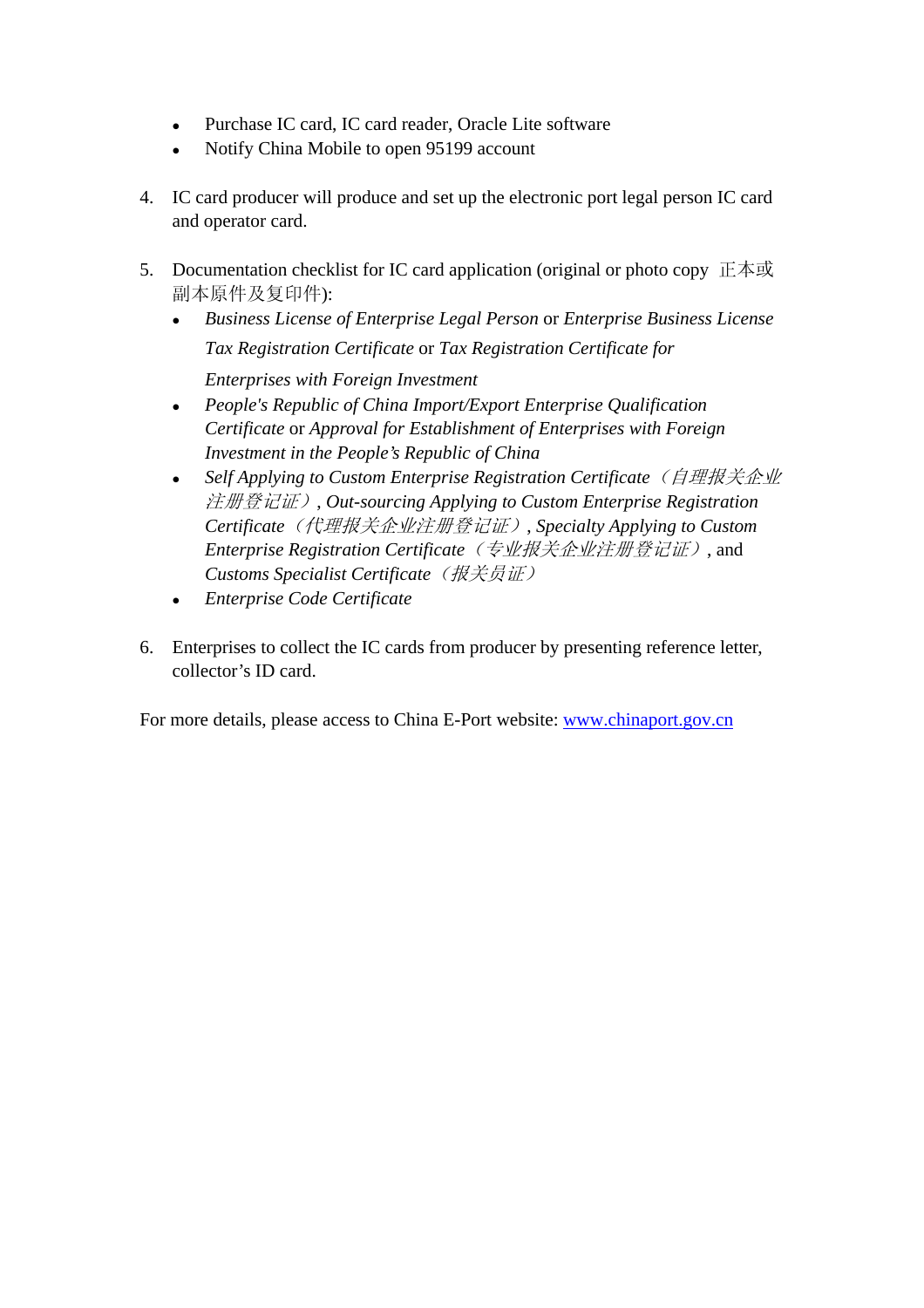- Purchase IC card, IC card reader, Oracle Lite software
- Notify China Mobile to open 95199 account

4. IC card producer will produce and set up the electronic port legal person IC card and operator card.

5. Documentation checklist for IC card application (original or photo copy 正本或副本原件及复印件):
   - *Business License of Enterprise Legal Person* or *Enterprise Business License*
     *Tax Registration Certificate* or *Tax Registration Certificate for Enterprises with Foreign Investment*
   - *People's Republic of China Import/Export Enterprise Qualification Certificate* or *Approval for Establishment of Enterprises with Foreign Investment in the People's Republic of China*
   - *Self Applying to Custom Enterprise Registration Certificate（自理报关企业注册登记证）*, *Out-sourcing Applying to Custom Enterprise Registration Certificate（代理报关企业注册登记证）*, *Specialty Applying to Custom Enterprise Registration Certificate（专业报关企业注册登记证）*, and *Customs Specialist Certificate（报关员证）*
   - *Enterprise Code Certificate*

6. Enterprises to collect the IC cards from producer by presenting reference letter, collector's ID card.

For more details, please access to China E-Port website: [www.chinaport.gov.cn](http://www.chinaport.gov.cn)